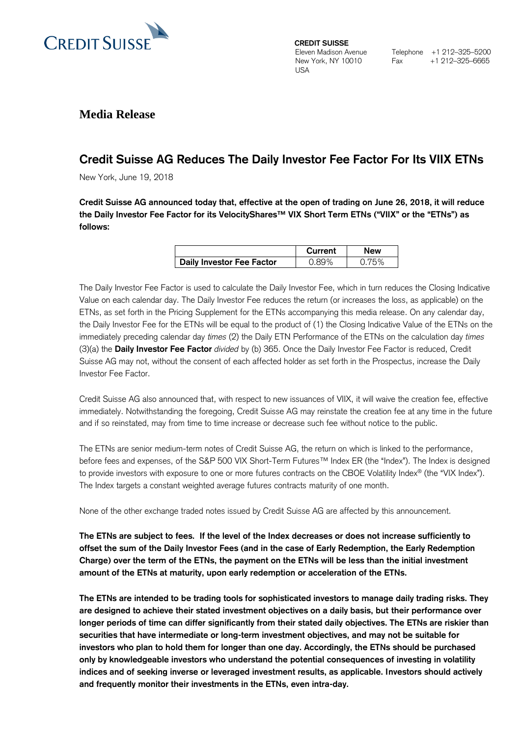CREDIT SUISSE

**CREDIT SUISSE**
Eleven Madison Avenue
New York, NY 10010
USA

Telephone +1 212-325-5200
Fax +1 212-325-6665

## Media Release

# Credit Suisse AG Reduces The Daily Investor Fee Factor For Its VIIX ETNs

New York, June 19, 2018

**Credit Suisse AG announced today that, effective at the open of trading on June 26, 2018, it will reduce the Daily Investor Fee Factor for its VelocityShares™ VIX Short Term ETNs ("VIIX" or the "ETNs") as follows:**

| | **Current** | **New** |
|---|---|---|
| **Daily Investor Fee Factor** | 0.89% | 0.75% |

The Daily Investor Fee Factor is used to calculate the Daily Investor Fee, which in turn reduces the Closing Indicative Value on each calendar day. The Daily Investor Fee reduces the return (or increases the loss, as applicable) on the ETNs, as set forth in the Pricing Supplement for the ETNs accompanying this media release. On any calendar day, the Daily Investor Fee for the ETNs will be equal to the product of (1) the Closing Indicative Value of the ETNs on the immediately preceding calendar day *times* (2) the Daily ETN Performance of the ETNs on the calculation day *times* (3)(a) the **Daily Investor Fee Factor** *divided* by (b) 365. Once the Daily Investor Fee Factor is reduced, Credit Suisse AG may not, without the consent of each affected holder as set forth in the Prospectus, increase the Daily Investor Fee Factor.

Credit Suisse AG also announced that, with respect to new issuances of VIIX, it will waive the creation fee, effective immediately. Notwithstanding the foregoing, Credit Suisse AG may reinstate the creation fee at any time in the future and if so reinstated, may from time to time increase or decrease such fee without notice to the public.

The ETNs are senior medium-term notes of Credit Suisse AG, the return on which is linked to the performance, before fees and expenses, of the S&P 500 VIX Short-Term Futures™ Index ER (the "Index"). The Index is designed to provide investors with exposure to one or more futures contracts on the CBOE Volatility Index® (the "VIX Index"). The Index targets a constant weighted average futures contracts maturity of one month.

None of the other exchange traded notes issued by Credit Suisse AG are affected by this announcement.

**The ETNs are subject to fees. If the level of the Index decreases or does not increase sufficiently to offset the sum of the Daily Investor Fees (and in the case of Early Redemption, the Early Redemption Charge) over the term of the ETNs, the payment on the ETNs will be less than the initial investment amount of the ETNs at maturity, upon early redemption or acceleration of the ETNs.**

**The ETNs are intended to be trading tools for sophisticated investors to manage daily trading risks. They are designed to achieve their stated investment objectives on a daily basis, but their performance over longer periods of time can differ significantly from their stated daily objectives. The ETNs are riskier than securities that have intermediate or long-term investment objectives, and may not be suitable for investors who plan to hold them for longer than one day. Accordingly, the ETNs should be purchased only by knowledgeable investors who understand the potential consequences of investing in volatility indices and of seeking inverse or leveraged investment results, as applicable. Investors should actively and frequently monitor their investments in the ETNs, even intra-day.**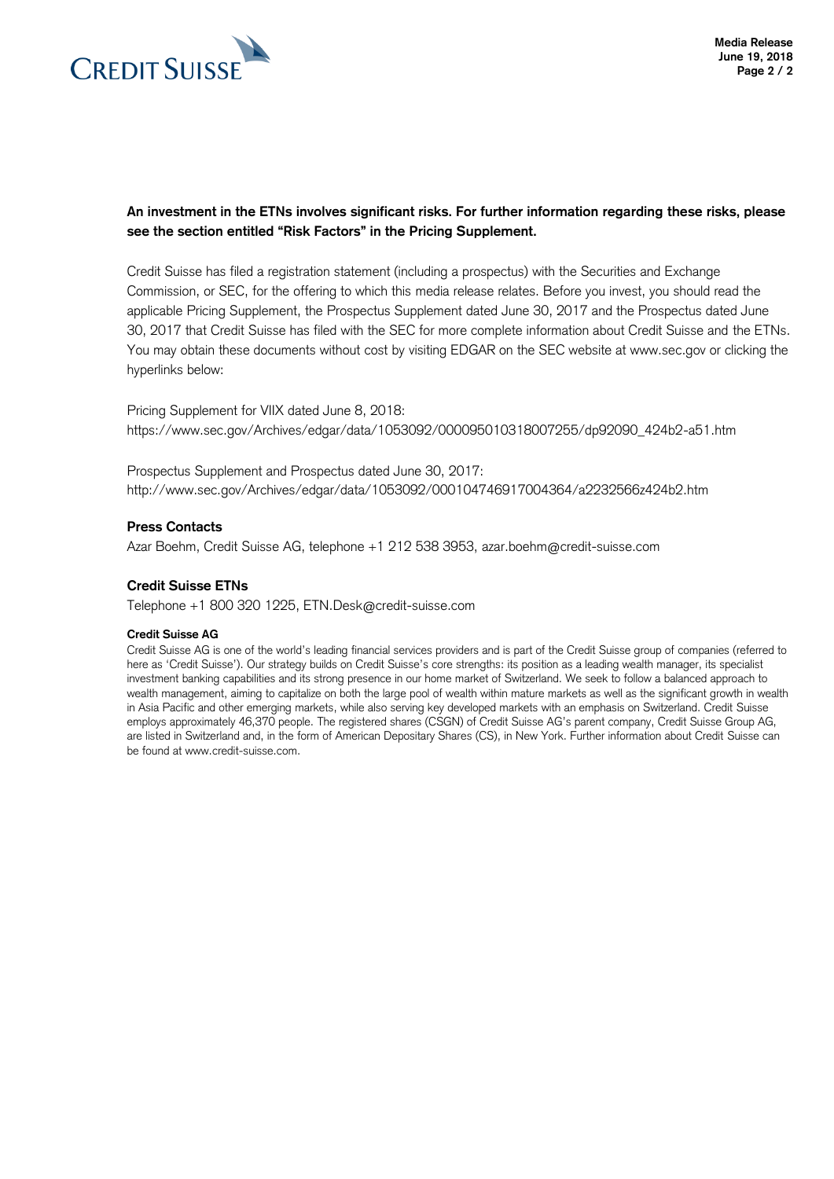**An investment in the ETNs involves significant risks. For further information regarding these risks, please see the section entitled "Risk Factors" in the Pricing Supplement.**

Credit Suisse has filed a registration statement (including a prospectus) with the Securities and Exchange Commission, or SEC, for the offering to which this media release relates. Before you invest, you should read the applicable Pricing Supplement, the Prospectus Supplement dated June 30, 2017 and the Prospectus dated June 30, 2017 that Credit Suisse has filed with the SEC for more complete information about Credit Suisse and the ETNs. You may obtain these documents without cost by visiting EDGAR on the SEC website at www.sec.gov or clicking the hyperlinks below:

Pricing Supplement for VIIX dated June 8, 2018:
https://www.sec.gov/Archives/edgar/data/1053092/000095010318007255/dp92090_424b2-a51.htm

Prospectus Supplement and Prospectus dated June 30, 2017:
http://www.sec.gov/Archives/edgar/data/1053092/000104746917004364/a2232566z424b2.htm

### Press Contacts

Azar Boehm, Credit Suisse AG, telephone +1 212 538 3953, azar.boehm@credit-suisse.com

### Credit Suisse ETNs

Telephone +1 800 320 1225, ETN.Desk@credit-suisse.com

#### Credit Suisse AG

Credit Suisse AG is one of the world's leading financial services providers and is part of the Credit Suisse group of companies (referred to here as 'Credit Suisse'). Our strategy builds on Credit Suisse's core strengths: its position as a leading wealth manager, its specialist investment banking capabilities and its strong presence in our home market of Switzerland. We seek to follow a balanced approach to wealth management, aiming to capitalize on both the large pool of wealth within mature markets as well as the significant growth in wealth in Asia Pacific and other emerging markets, while also serving key developed markets with an emphasis on Switzerland. Credit Suisse employs approximately 46,370 people. The registered shares (CSGN) of Credit Suisse AG's parent company, Credit Suisse Group AG, are listed in Switzerland and, in the form of American Depositary Shares (CS), in New York. Further information about Credit Suisse can be found at www.credit-suisse.com.